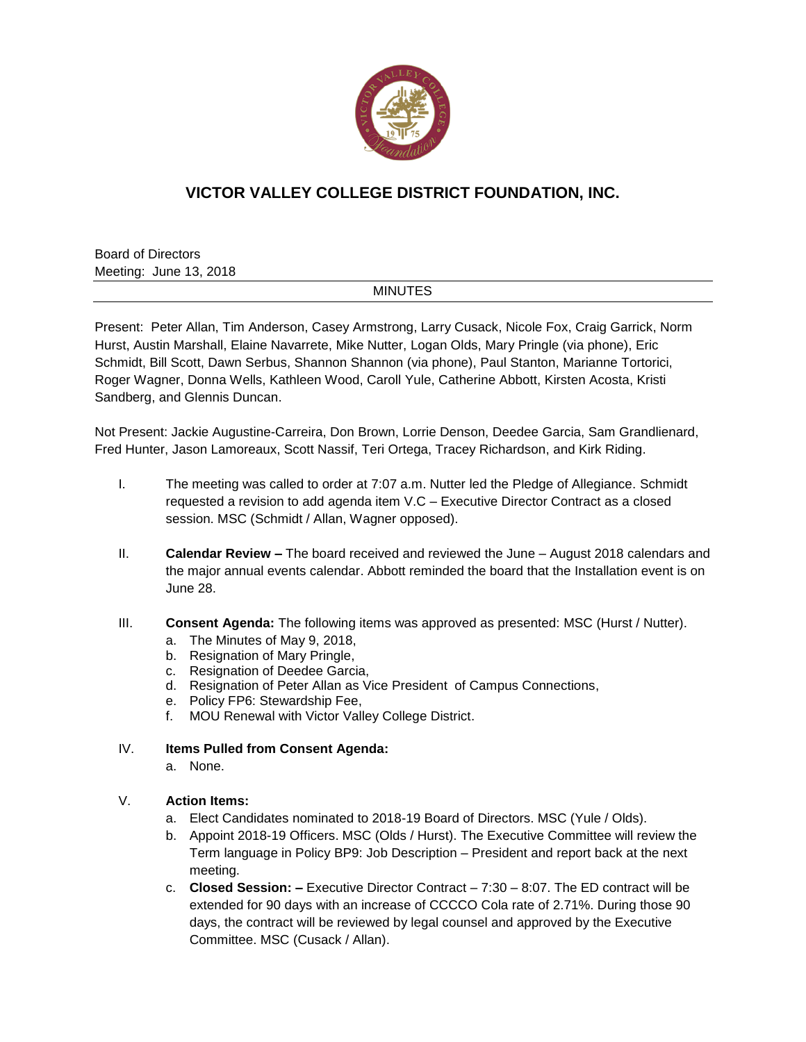# VICTOR VALLEY COLLEGE DISTRICT FOUNDATION, INC.

Board of Directors
Meeting: June 13, 2018

MINUTES

Present: Peter Allan, Tim Anderson, Casey Armstrong, Larry Cusack, Nicole Fox, Craig Garrick, Norm Hurst, Austin Marshall, Elaine Navarrete, Mike Nutter, Logan Olds, Mary Pringle (via phone), Eric Schmidt, Bill Scott, Dawn Serbus, Shannon Shannon (via phone), Paul Stanton, Marianne Tortorici, Roger Wagner, Donna Wells, Kathleen Wood, Caroll Yule, Catherine Abbott, Kirsten Acosta, Kristi Sandberg, and Glennis Duncan.

Not Present: Jackie Augustine-Carreira, Don Brown, Lorrie Denson, Deedee Garcia, Sam Grandlienard, Fred Hunter, Jason Lamoreaux, Scott Nassif, Teri Ortega, Tracey Richardson, and Kirk Riding.

I. The meeting was called to order at 7:07 a.m. Nutter led the Pledge of Allegiance. Schmidt requested a revision to add agenda item V.C – Executive Director Contract as a closed session. MSC (Schmidt / Allan, Wagner opposed).

II. **Calendar Review –** The board received and reviewed the June – August 2018 calendars and the major annual events calendar. Abbott reminded the board that the Installation event is on June 28.

III. **Consent Agenda:** The following items was approved as presented: MSC (Hurst / Nutter).
   a. The Minutes of May 9, 2018,
   b. Resignation of Mary Pringle,
   c. Resignation of Deedee Garcia,
   d. Resignation of Peter Allan as Vice President of Campus Connections,
   e. Policy FP6: Stewardship Fee,
   f. MOU Renewal with Victor Valley College District.

IV. **Items Pulled from Consent Agenda:**
   a. None.

V. **Action Items:**
   a. Elect Candidates nominated to 2018-19 Board of Directors. MSC (Yule / Olds).
   b. Appoint 2018-19 Officers. MSC (Olds / Hurst). The Executive Committee will review the Term language in Policy BP9: Job Description – President and report back at the next meeting.
   c. **Closed Session: –** Executive Director Contract – 7:30 – 8:07. The ED contract will be extended for 90 days with an increase of CCCCO Cola rate of 2.71%. During those 90 days, the contract will be reviewed by legal counsel and approved by the Executive Committee. MSC (Cusack / Allan).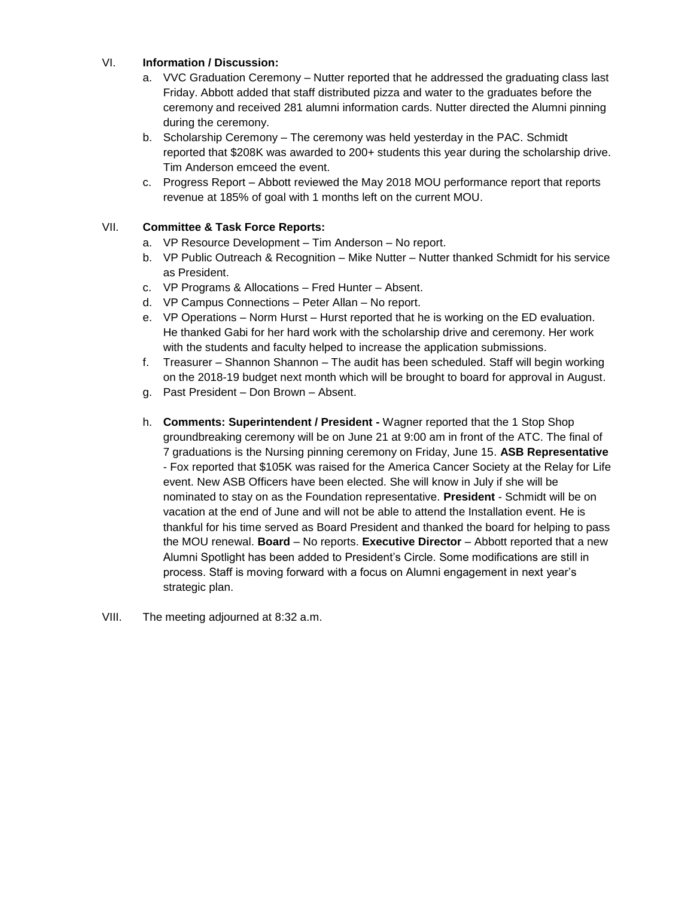VI. **Information / Discussion:**

a. VVC Graduation Ceremony – Nutter reported that he addressed the graduating class last Friday. Abbott added that staff distributed pizza and water to the graduates before the ceremony and received 281 alumni information cards. Nutter directed the Alumni pinning during the ceremony.

b. Scholarship Ceremony – The ceremony was held yesterday in the PAC. Schmidt reported that $208K was awarded to 200+ students this year during the scholarship drive. Tim Anderson emceed the event.

c. Progress Report – Abbott reviewed the May 2018 MOU performance report that reports revenue at 185% of goal with 1 months left on the current MOU.

VII. **Committee & Task Force Reports:**

a. VP Resource Development – Tim Anderson – No report.

b. VP Public Outreach & Recognition – Mike Nutter – Nutter thanked Schmidt for his service as President.

c. VP Programs & Allocations – Fred Hunter – Absent.

d. VP Campus Connections – Peter Allan – No report.

e. VP Operations – Norm Hurst – Hurst reported that he is working on the ED evaluation. He thanked Gabi for her hard work with the scholarship drive and ceremony. Her work with the students and faculty helped to increase the application submissions.

f. Treasurer – Shannon Shannon – The audit has been scheduled. Staff will begin working on the 2018-19 budget next month which will be brought to board for approval in August.

g. Past President – Don Brown – Absent.

h. **Comments: Superintendent / President -** Wagner reported that the 1 Stop Shop groundbreaking ceremony will be on June 21 at 9:00 am in front of the ATC. The final of 7 graduations is the Nursing pinning ceremony on Friday, June 15. **ASB Representative** - Fox reported that $105K was raised for the America Cancer Society at the Relay for Life event. New ASB Officers have been elected. She will know in July if she will be nominated to stay on as the Foundation representative. **President** - Schmidt will be on vacation at the end of June and will not be able to attend the Installation event. He is thankful for his time served as Board President and thanked the board for helping to pass the MOU renewal. **Board** – No reports. **Executive Director** – Abbott reported that a new Alumni Spotlight has been added to President's Circle. Some modifications are still in process. Staff is moving forward with a focus on Alumni engagement in next year's strategic plan.

VIII. The meeting adjourned at 8:32 a.m.